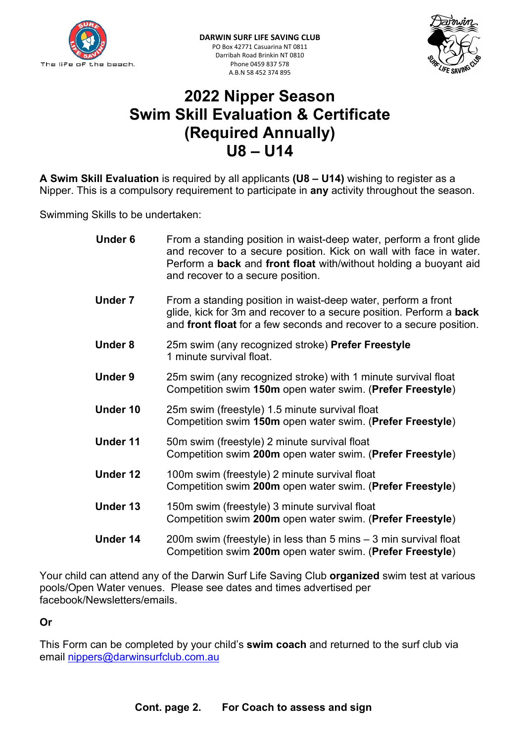The life of the beach.

**DARWIN SURF LIFE SAVING CLUB**
PO Box 42771 Casuarina NT 0811
Darribah Road Brinkin NT 0810
Phone 0459 837 578
A.B.N 58 452 374 895

# 2022 Nipper Season
# Swim Skill Evaluation & Certificate
# (Required Annually)
# U8 – U14

**A Swim Skill Evaluation** is required by all applicants **(U8 – U14)** wishing to register as a Nipper. This is a compulsory requirement to participate in **any** activity throughout the season.

Swimming Skills to be undertaken:

| | |
|---|---|
| **Under 6** | From a standing position in waist-deep water, perform a front glide and recover to a secure position. Kick on wall with face in water. Perform a **back** and **front float** with/without holding a buoyant aid and recover to a secure position. |
| **Under 7** | From a standing position in waist-deep water, perform a front glide, kick for 3m and recover to a secure position. Perform a **back** and **front float** for a few seconds and recover to a secure position. |
| **Under 8** | 25m swim (any recognized stroke) **Prefer Freestyle**<br>1 minute survival float. |
| **Under 9** | 25m swim (any recognized stroke) with 1 minute survival float<br>Competition swim **150m** open water swim. (**Prefer Freestyle**) |
| **Under 10** | 25m swim (freestyle) 1.5 minute survival float<br>Competition swim **150m** open water swim. (**Prefer Freestyle**) |
| **Under 11** | 50m swim (freestyle) 2 minute survival float<br>Competition swim **200m** open water swim. (**Prefer Freestyle**) |
| **Under 12** | 100m swim (freestyle) 2 minute survival float<br>Competition swim **200m** open water swim. (**Prefer Freestyle**) |
| **Under 13** | 150m swim (freestyle) 3 minute survival float<br>Competition swim **200m** open water swim. (**Prefer Freestyle**) |
| **Under 14** | 200m swim (freestyle) in less than 5 mins – 3 min survival float<br>Competition swim **200m** open water swim. (**Prefer Freestyle**) |

Your child can attend any of the Darwin Surf Life Saving Club **organized** swim test at various pools/Open Water venues. Please see dates and times advertised per facebook/Newsletters/emails.

**Or**

This Form can be completed by your child's **swim coach** and returned to the surf club via email nippers@darwinsurfclub.com.au

**Cont. page 2. For Coach to assess and sign**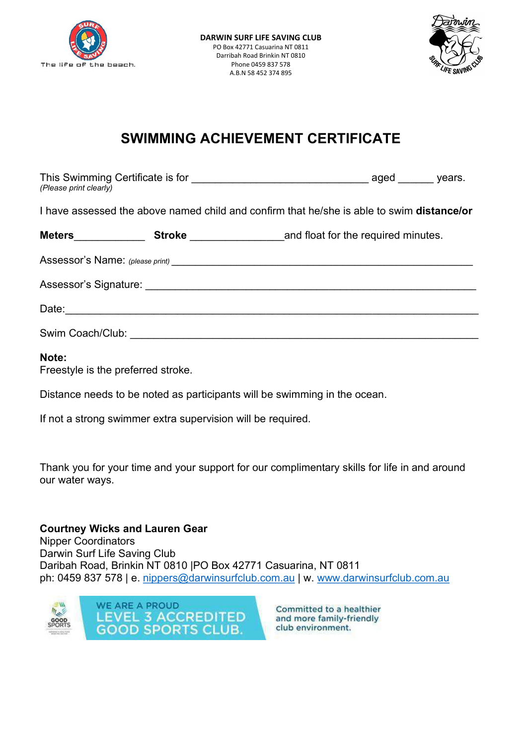The life of the beach.

**DARWIN SURF LIFE SAVING CLUB**
PO Box 42771 Casuarina NT 0811
Darribah Road Brinkin NT 0810
Phone 0459 837 578
A.B.N 58 452 374 895

# SWIMMING ACHIEVEMENT CERTIFICATE

This Swimming Certificate is for ______________________________ aged ______ years.
*(Please print clearly)*

I have assessed the above named child and confirm that he/she is able to swim **distance/or**

**Meters**____________ **Stroke** ________________and float for the required minutes.

Assessor's Name: *(please print)* ___________________________________________________

Assessor's Signature: ____________________________________________________________

Date:_____________________________________________________________________

Swim Coach/Club: ________________________________________________________

**Note:**
Freestyle is the preferred stroke.

Distance needs to be noted as participants will be swimming in the ocean.

If not a strong swimmer extra supervision will be required.

Thank you for your time and your support for our complimentary skills for life in and around our water ways.

**Courtney Wicks and Lauren Gear**
Nipper Coordinators
Darwin Surf Life Saving Club
Daribah Road, Brinkin NT 0810 |PO Box 42771 Casuarina, NT 0811
ph: 0459 837 578 | e. nippers@darwinsurfclub.com.au | w. www.darwinsurfclub.com.au

WE ARE A PROUD LEVEL 3 ACCREDITED GOOD SPORTS CLUB.

Committed to a healthier and more family-friendly club environment.